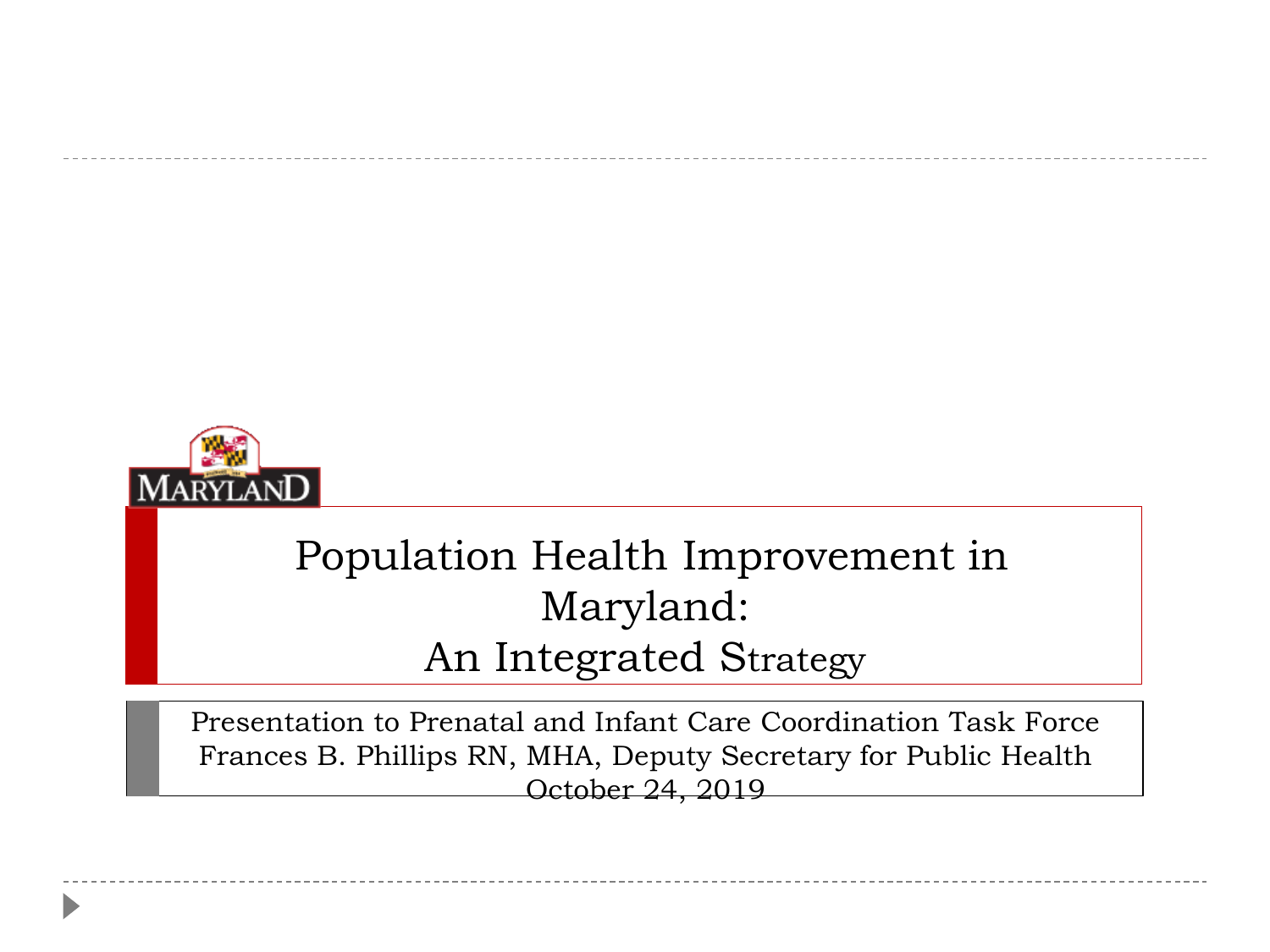# Population Health Improvement in Maryland: An Integrated Strategy

Presentation to Prenatal and Infant Care Coordination Task Force
Frances B. Phillips RN, MHA, Deputy Secretary for Public Health
October 24, 2019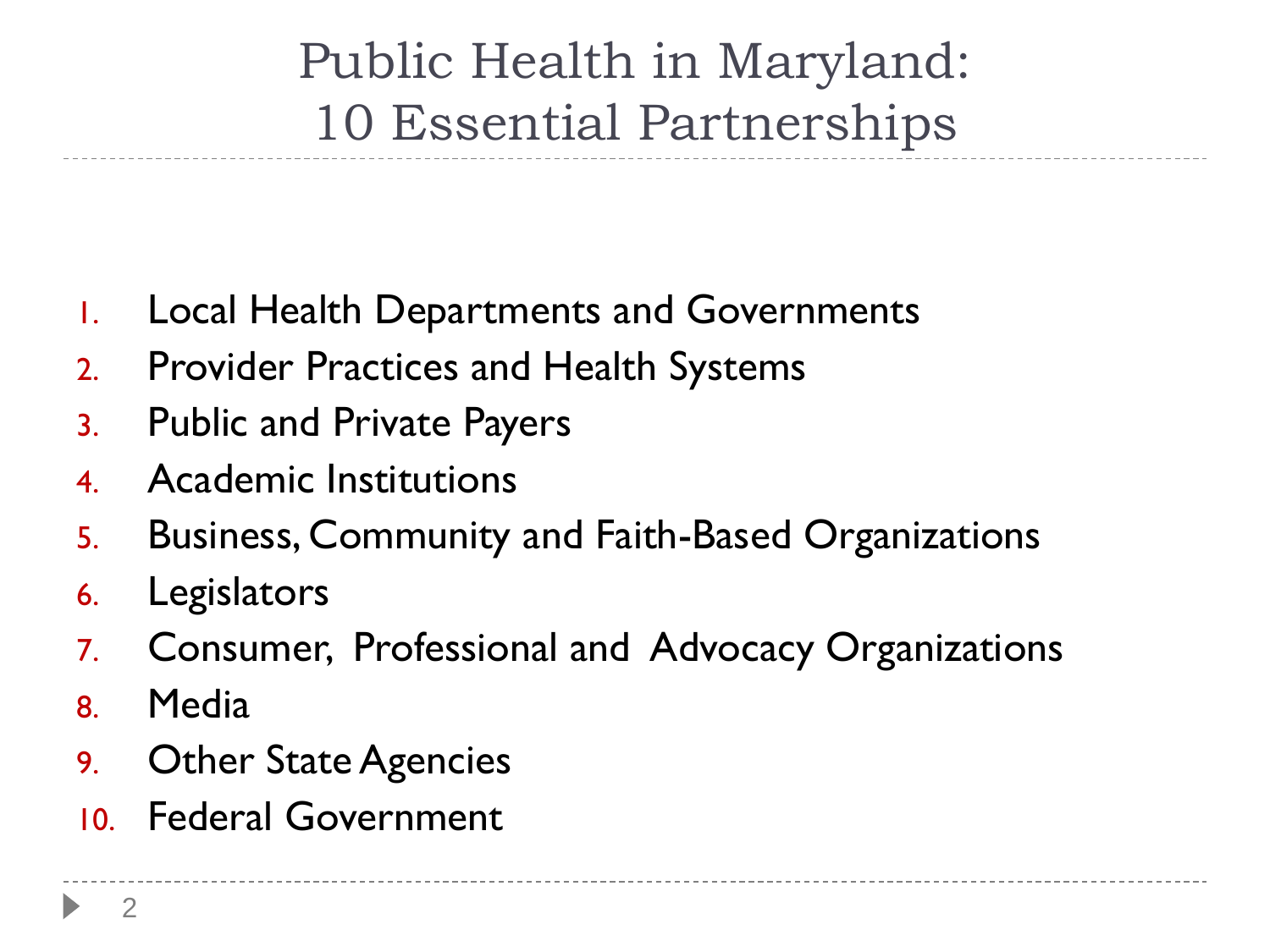# Public Health in Maryland: 10 Essential Partnerships

1. Local Health Departments and Governments
2. Provider Practices and Health Systems
3. Public and Private Payers
4. Academic Institutions
5. Business, Community and Faith-Based Organizations
6. Legislators
7. Consumer, Professional and Advocacy Organizations
8. Media
9. Other State Agencies
10. Federal Government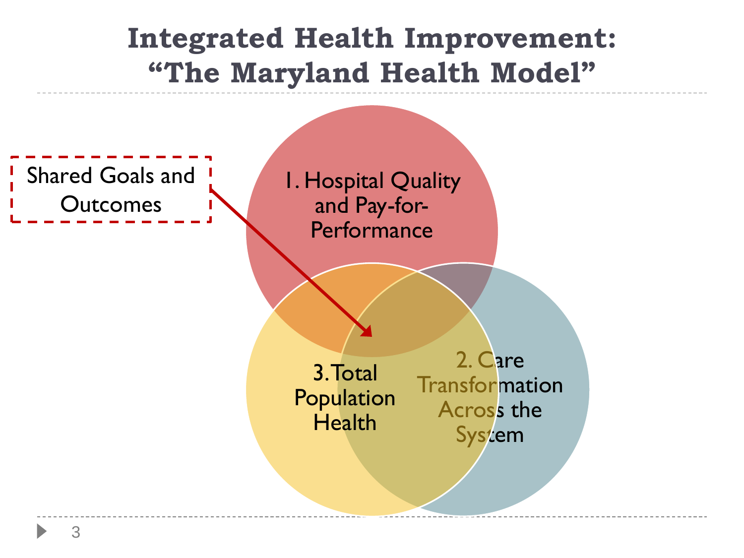# Integrated Health Improvement: "The Maryland Health Model"

Shared Goals and Outcomes

1. Hospital Quality and Pay-for-Performance

2. Care Transformation Across the System

3. Total Population Health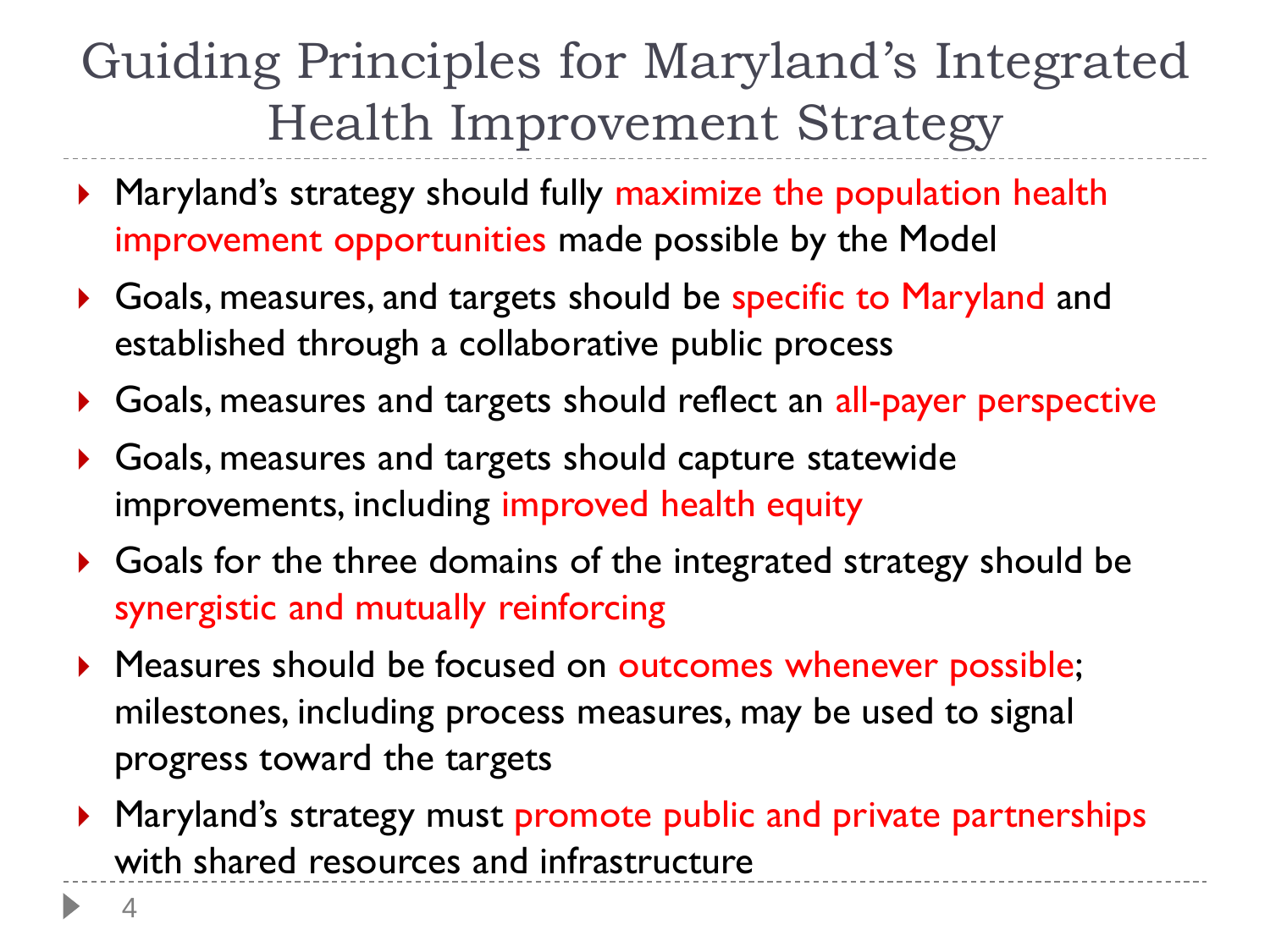# Guiding Principles for Maryland's Integrated Health Improvement Strategy

- Maryland's strategy should fully maximize the population health improvement opportunities made possible by the Model
- Goals, measures, and targets should be specific to Maryland and established through a collaborative public process
- Goals, measures and targets should reflect an all-payer perspective
- Goals, measures and targets should capture statewide improvements, including improved health equity
- Goals for the three domains of the integrated strategy should be synergistic and mutually reinforcing
- Measures should be focused on outcomes whenever possible; milestones, including process measures, may be used to signal progress toward the targets
- Maryland's strategy must promote public and private partnerships with shared resources and infrastructure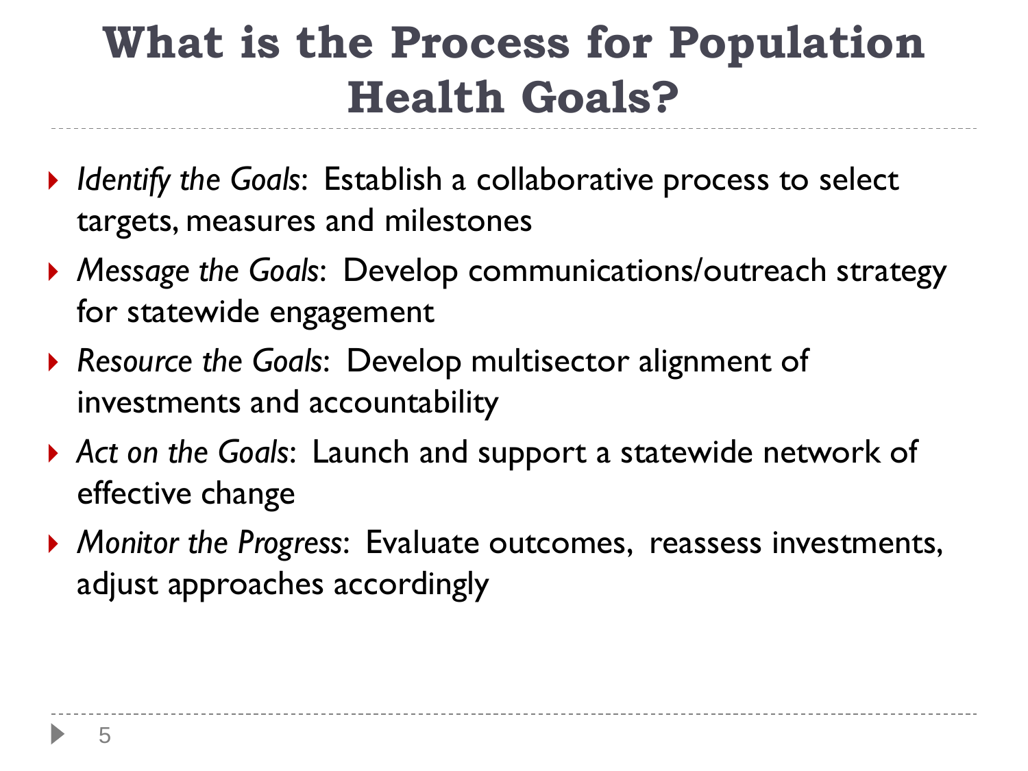# What is the Process for Population Health Goals?

- *Identify the Goals*: Establish a collaborative process to select targets, measures and milestones
- *Message the Goals*: Develop communications/outreach strategy for statewide engagement
- *Resource the Goals*: Develop multisector alignment of investments and accountability
- *Act on the Goals*: Launch and support a statewide network of effective change
- *Monitor the Progress*: Evaluate outcomes, reassess investments, adjust approaches accordingly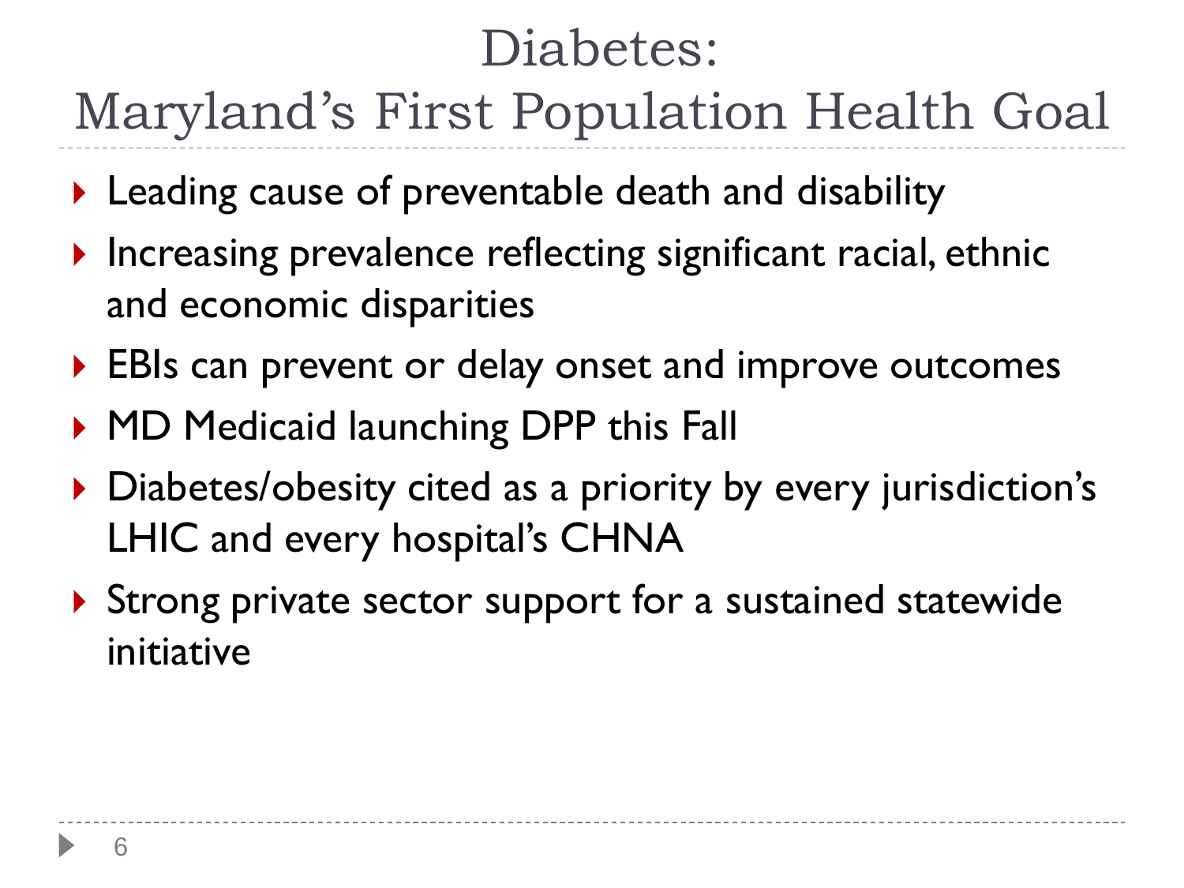# Diabetes: Maryland's First Population Health Goal

- Leading cause of preventable death and disability
- Increasing prevalence reflecting significant racial, ethnic and economic disparities
- EBIs can prevent or delay onset and improve outcomes
- MD Medicaid launching DPP this Fall
- Diabetes/obesity cited as a priority by every jurisdiction's LHIC and every hospital's CHNA
- Strong private sector support for a sustained statewide initiative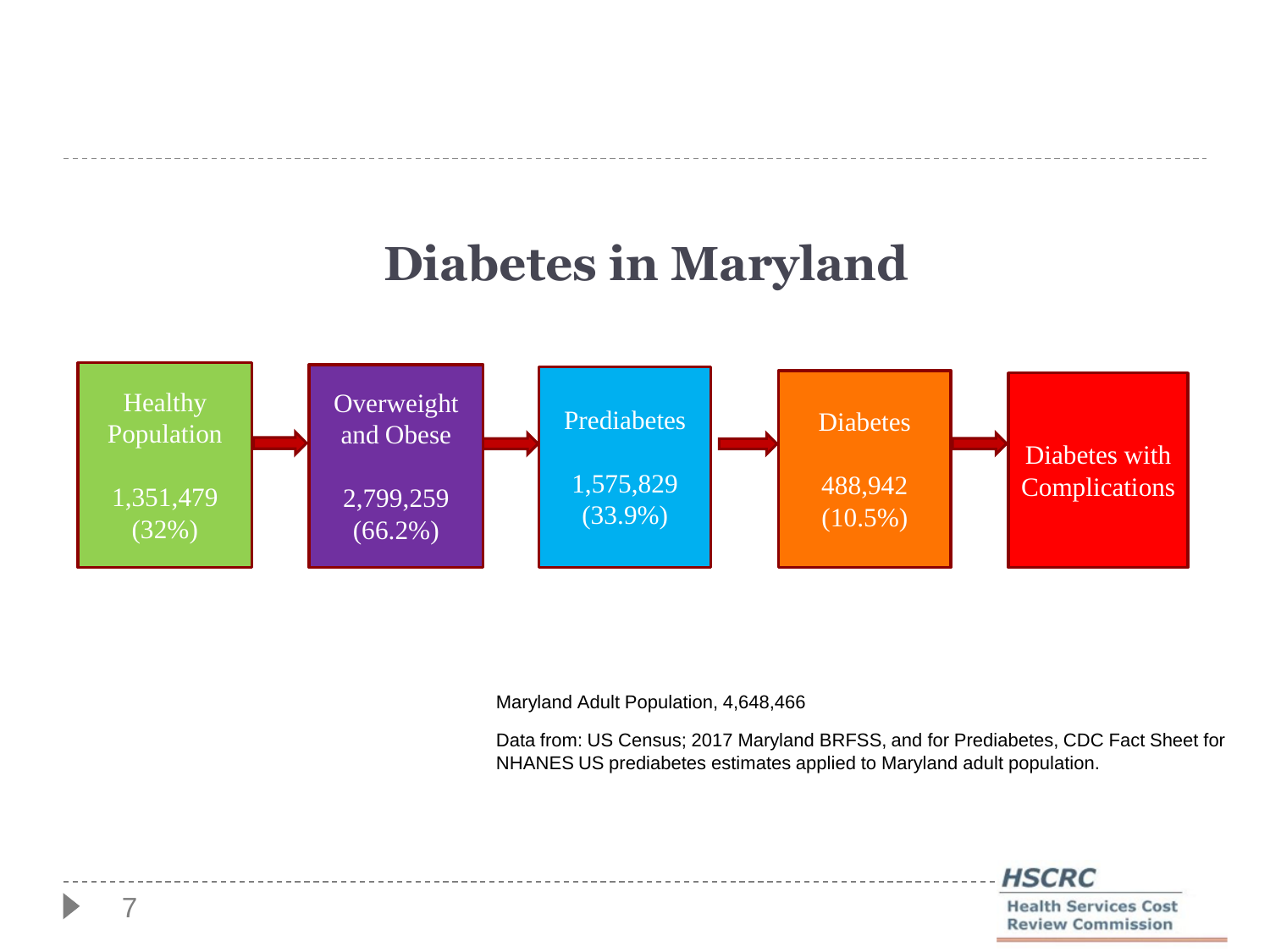# Diabetes in Maryland

Healthy Population 1,351,479 (32%) → Overweight and Obese 2,799,259 (66.2%) → Prediabetes 1,575,829 (33.9%) → Diabetes 488,942 (10.5%) → Diabetes with Complications

Maryland Adult Population, 4,648,466

Data from: US Census; 2017 Maryland BRFSS, and for Prediabetes, CDC Fact Sheet for NHANES US prediabetes estimates applied to Maryland adult population.

HSCRC
Health Services Cost Review Commission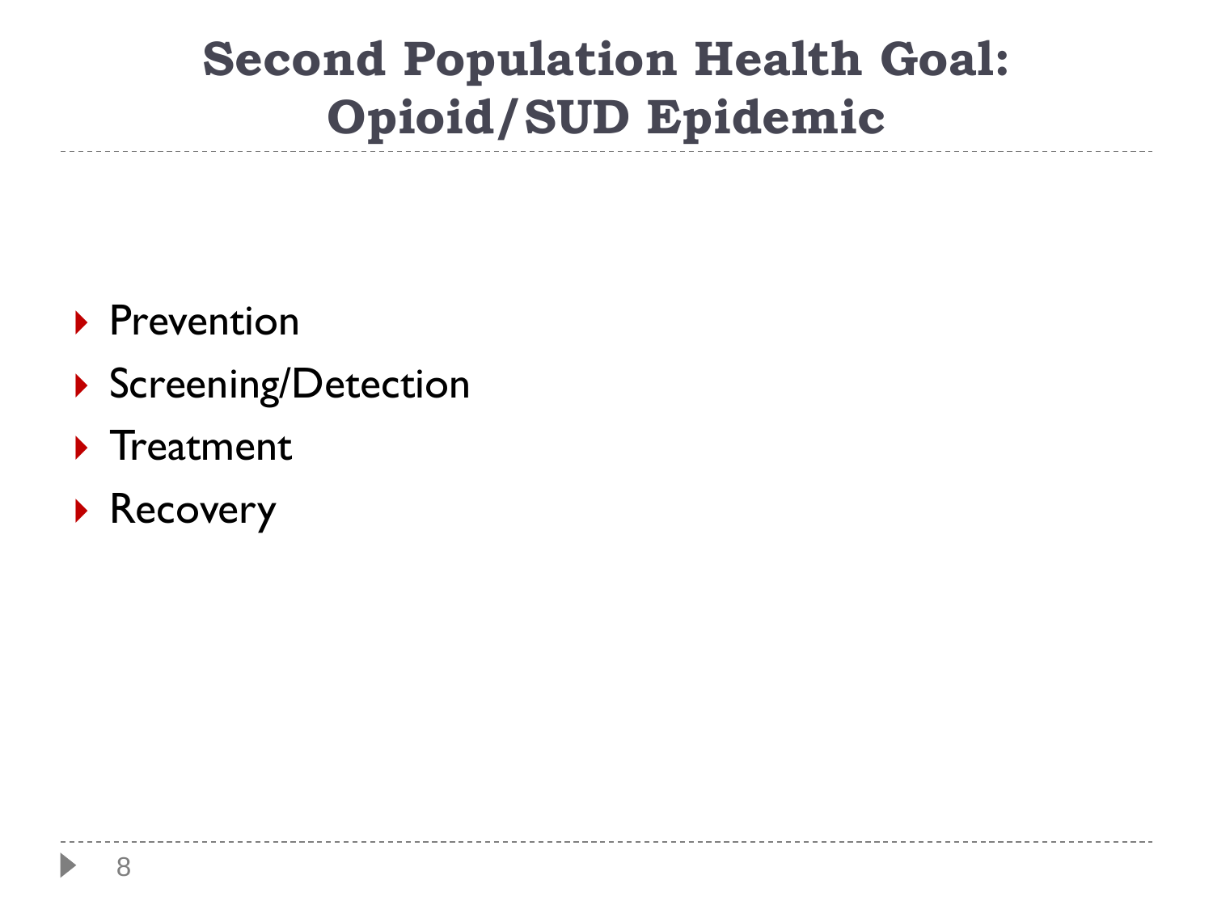# Second Population Health Goal: Opioid/SUD Epidemic

- Prevention
- Screening/Detection
- Treatment
- Recovery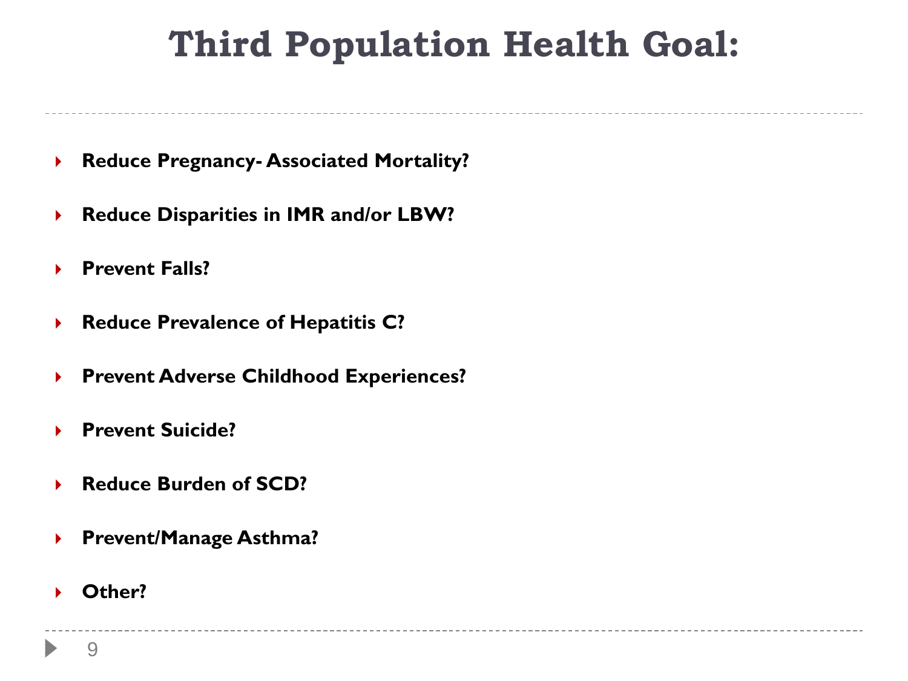# Third Population Health Goal:

- **Reduce Pregnancy- Associated Mortality?**
- **Reduce Disparities in IMR and/or LBW?**
- **Prevent Falls?**
- **Reduce Prevalence of Hepatitis C?**
- **Prevent Adverse Childhood Experiences?**
- **Prevent Suicide?**
- **Reduce Burden of SCD?**
- **Prevent/Manage Asthma?**
- **Other?**